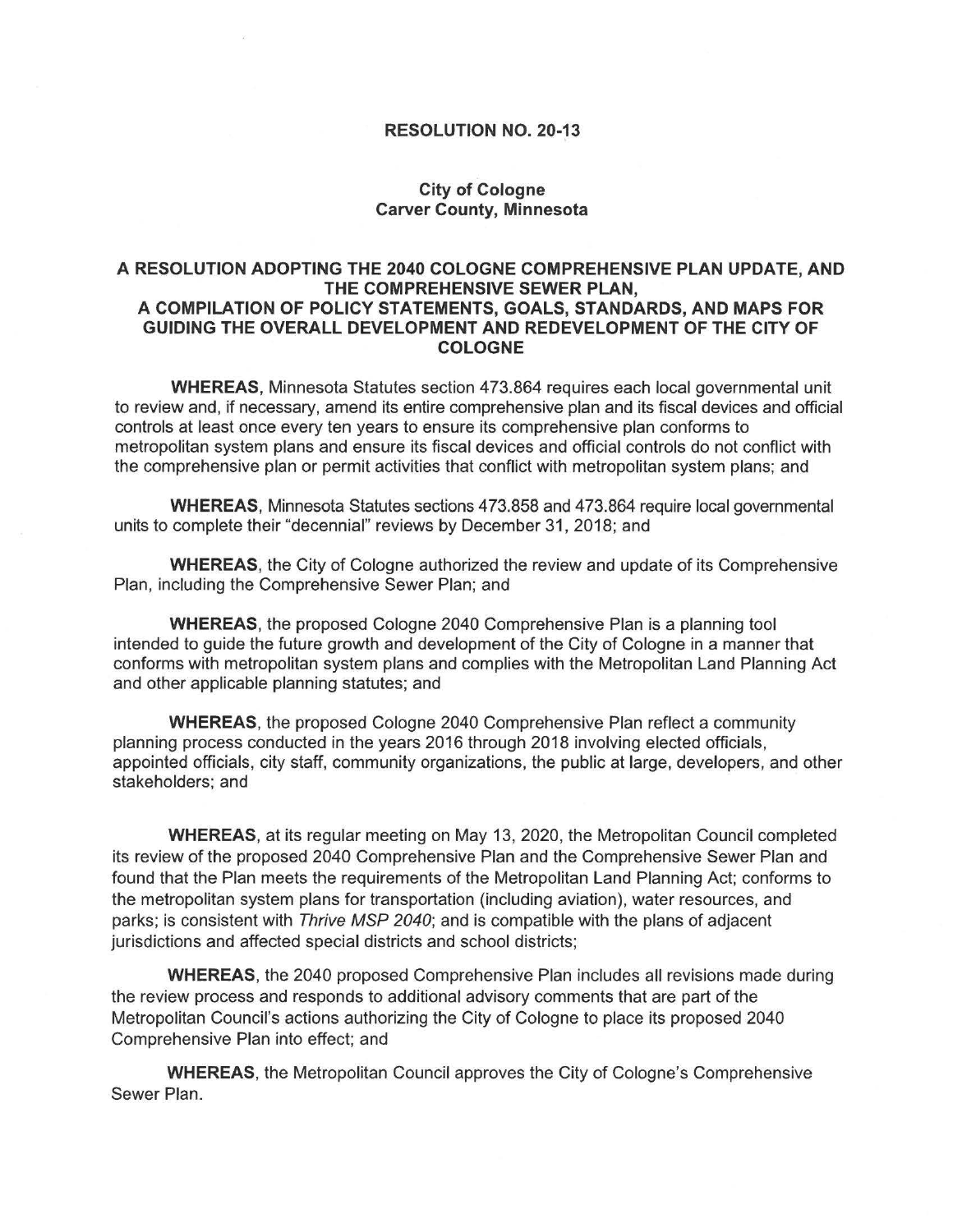# RESOLUTION NO. 20-13

## City of Cologne
## Carver County, Minnesota

### A RESOLUTION ADOPTING THE 2040 COLOGNE COMPREHENSIVE PLAN UPDATE, AND THE COMPREHENSIVE SEWER PLAN, A COMPILATION OF POLICY STATEMENTS, GOALS, STANDARDS, AND MAPS FOR GUIDING THE OVERALL DEVELOPMENT AND REDEVELOPMENT OF THE CITY OF COLOGNE

**WHEREAS**, Minnesota Statutes section 473.864 requires each local governmental unit to review and, if necessary, amend its entire comprehensive plan and its fiscal devices and official controls at least once every ten years to ensure its comprehensive plan conforms to metropolitan system plans and ensure its fiscal devices and official controls do not conflict with the comprehensive plan or permit activities that conflict with metropolitan system plans; and

**WHEREAS**, Minnesota Statutes sections 473.858 and 473.864 require local governmental units to complete their "decennial" reviews by December 31, 2018; and

**WHEREAS**, the City of Cologne authorized the review and update of its Comprehensive Plan, including the Comprehensive Sewer Plan; and

**WHEREAS**, the proposed Cologne 2040 Comprehensive Plan is a planning tool intended to guide the future growth and development of the City of Cologne in a manner that conforms with metropolitan system plans and complies with the Metropolitan Land Planning Act and other applicable planning statutes; and

**WHEREAS**, the proposed Cologne 2040 Comprehensive Plan reflect a community planning process conducted in the years 2016 through 2018 involving elected officials, appointed officials, city staff, community organizations, the public at large, developers, and other stakeholders; and

**WHEREAS**, at its regular meeting on May 13, 2020, the Metropolitan Council completed its review of the proposed 2040 Comprehensive Plan and the Comprehensive Sewer Plan and found that the Plan meets the requirements of the Metropolitan Land Planning Act; conforms to the metropolitan system plans for transportation (including aviation), water resources, and parks; is consistent with *Thrive MSP 2040*; and is compatible with the plans of adjacent jurisdictions and affected special districts and school districts;

**WHEREAS**, the 2040 proposed Comprehensive Plan includes all revisions made during the review process and responds to additional advisory comments that are part of the Metropolitan Council's actions authorizing the City of Cologne to place its proposed 2040 Comprehensive Plan into effect; and

**WHEREAS**, the Metropolitan Council approves the City of Cologne's Comprehensive Sewer Plan.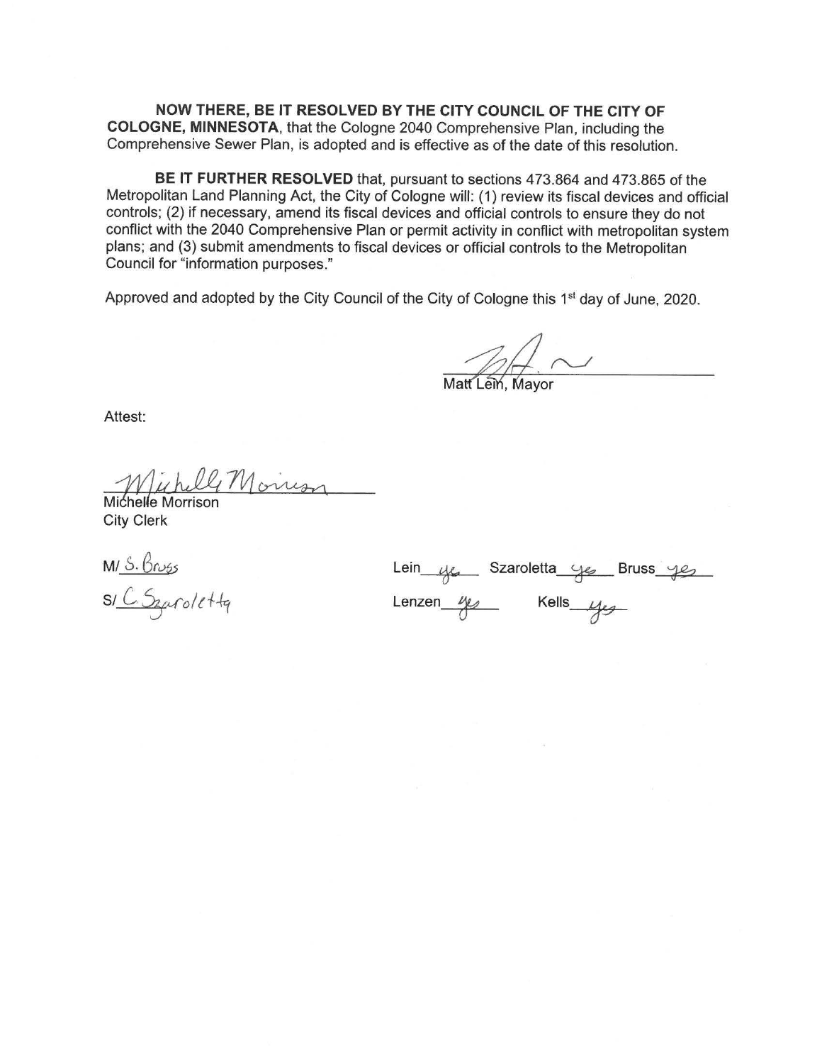**NOW THERE, BE IT RESOLVED BY THE CITY COUNCIL OF THE CITY OF COLOGNE, MINNESOTA**, that the Cologne 2040 Comprehensive Plan, including the Comprehensive Sewer Plan, is adopted and is effective as of the date of this resolution.

**BE IT FURTHER RESOLVED** that, pursuant to sections 473.864 and 473.865 of the Metropolitan Land Planning Act, the City of Cologne will: (1) review its fiscal devices and official controls; (2) if necessary, amend its fiscal devices and official controls to ensure they do not conflict with the 2040 Comprehensive Plan or permit activity in conflict with metropolitan system plans; and (3) submit amendments to fiscal devices or official controls to the Metropolitan Council for "information purposes."

Approved and adopted by the City Council of the City of Cologne this 1st day of June, 2020.

Matt Lein, Mayor

Attest:

Michelle Morrison
City Clerk

M/ S. Bruss

S/ C. Szaroletta

Lein yes Szaroletta yes Bruss yes

Lenzen yes Kells yes